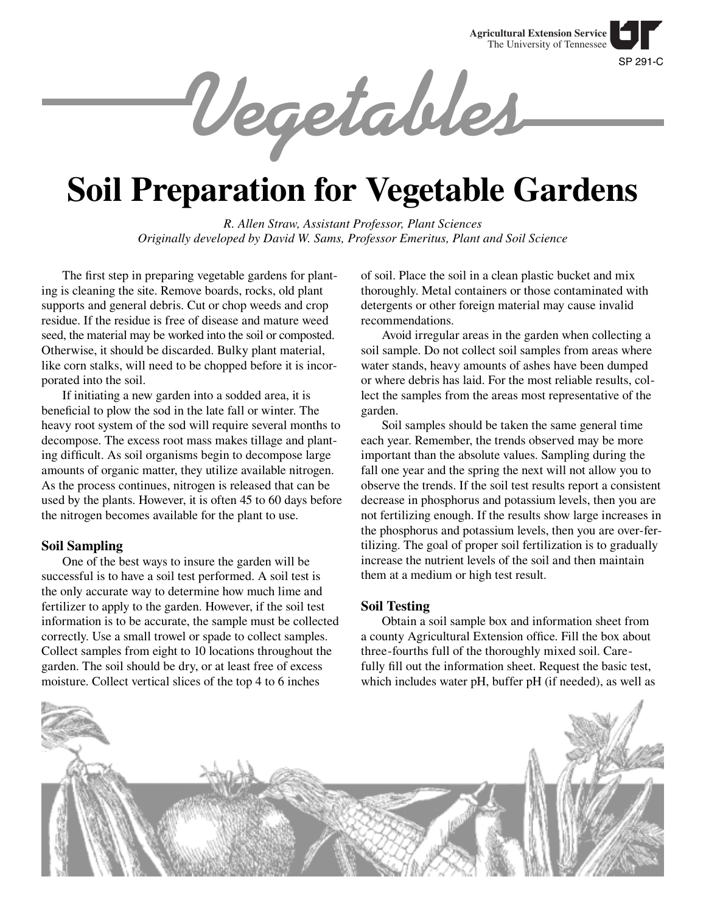Agricultural Extension Service
The University of Tennessee

SP 291-C

# Vegetables

# Soil Preparation for Vegetable Gardens

*R. Allen Straw, Assistant Professor, Plant Sciences*
*Originally developed by David W. Sams, Professor Emeritus, Plant and Soil Science*

The first step in preparing vegetable gardens for planting is cleaning the site. Remove boards, rocks, old plant supports and general debris. Cut or chop weeds and crop residue. If the residue is free of disease and mature weed seed, the material may be worked into the soil or composted. Otherwise, it should be discarded. Bulky plant material, like corn stalks, will need to be chopped before it is incorporated into the soil.

If initiating a new garden into a sodded area, it is beneficial to plow the sod in the late fall or winter. The heavy root system of the sod will require several months to decompose. The excess root mass makes tillage and planting difficult. As soil organisms begin to decompose large amounts of organic matter, they utilize available nitrogen. As the process continues, nitrogen is released that can be used by the plants. However, it is often 45 to 60 days before the nitrogen becomes available for the plant to use.

## Soil Sampling

One of the best ways to insure the garden will be successful is to have a soil test performed. A soil test is the only accurate way to determine how much lime and fertilizer to apply to the garden. However, if the soil test information is to be accurate, the sample must be collected correctly. Use a small trowel or spade to collect samples. Collect samples from eight to 10 locations throughout the garden. The soil should be dry, or at least free of excess moisture. Collect vertical slices of the top 4 to 6 inches of soil. Place the soil in a clean plastic bucket and mix thoroughly. Metal containers or those contaminated with detergents or other foreign material may cause invalid recommendations.

Avoid irregular areas in the garden when collecting a soil sample. Do not collect soil samples from areas where water stands, heavy amounts of ashes have been dumped or where debris has laid. For the most reliable results, collect the samples from the areas most representative of the garden.

Soil samples should be taken the same general time each year. Remember, the trends observed may be more important than the absolute values. Sampling during the fall one year and the spring the next will not allow you to observe the trends. If the soil test results report a consistent decrease in phosphorus and potassium levels, then you are not fertilizing enough. If the results show large increases in the phosphorus and potassium levels, then you are over-fertilizing. The goal of proper soil fertilization is to gradually increase the nutrient levels of the soil and then maintain them at a medium or high test result.

## Soil Testing

Obtain a soil sample box and information sheet from a county Agricultural Extension office. Fill the box about three-fourths full of the thoroughly mixed soil. Carefully fill out the information sheet. Request the basic test, which includes water pH, buffer pH (if needed), as well as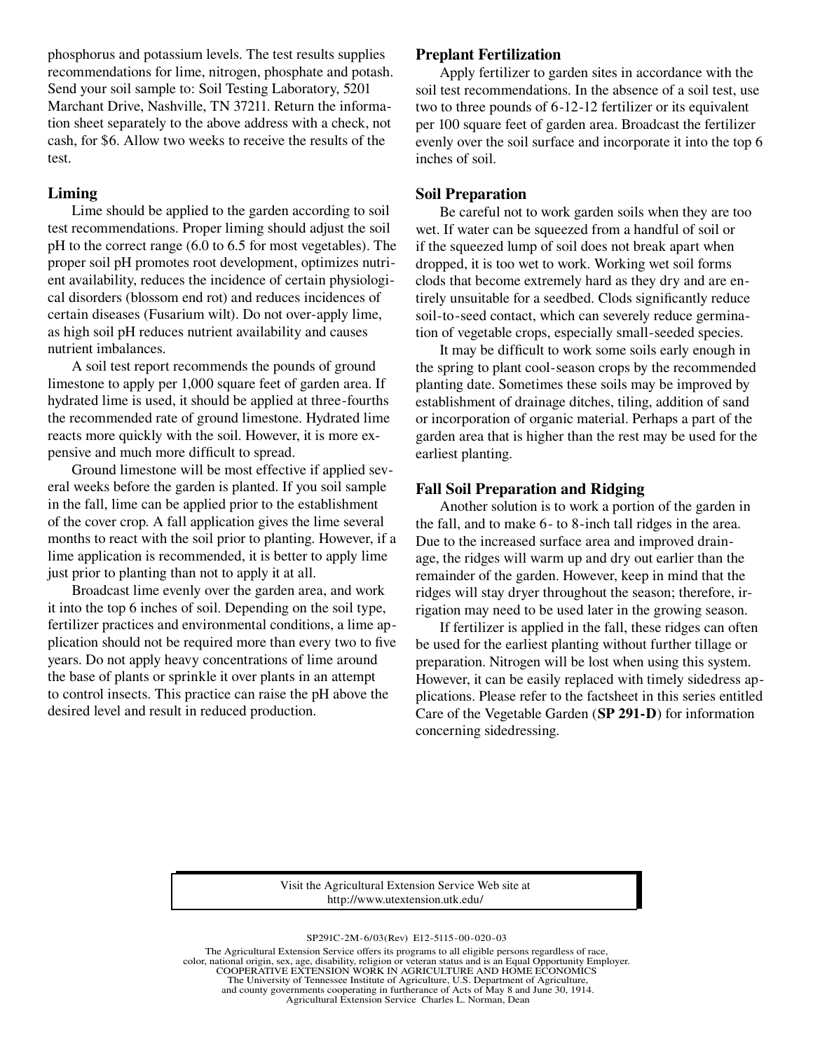phosphorus and potassium levels. The test results supplies recommendations for lime, nitrogen, phosphate and potash. Send your soil sample to: Soil Testing Laboratory, 5201 Marchant Drive, Nashville, TN 37211. Return the information sheet separately to the above address with a check, not cash, for $6. Allow two weeks to receive the results of the test.

### Liming

Lime should be applied to the garden according to soil test recommendations. Proper liming should adjust the soil pH to the correct range (6.0 to 6.5 for most vegetables). The proper soil pH promotes root development, optimizes nutrient availability, reduces the incidence of certain physiological disorders (blossom end rot) and reduces incidences of certain diseases (Fusarium wilt). Do not over-apply lime, as high soil pH reduces nutrient availability and causes nutrient imbalances.

A soil test report recommends the pounds of ground limestone to apply per 1,000 square feet of garden area. If hydrated lime is used, it should be applied at three-fourths the recommended rate of ground limestone. Hydrated lime reacts more quickly with the soil. However, it is more expensive and much more difficult to spread.

Ground limestone will be most effective if applied several weeks before the garden is planted. If you soil sample in the fall, lime can be applied prior to the establishment of the cover crop. A fall application gives the lime several months to react with the soil prior to planting. However, if a lime application is recommended, it is better to apply lime just prior to planting than not to apply it at all.

Broadcast lime evenly over the garden area, and work it into the top 6 inches of soil. Depending on the soil type, fertilizer practices and environmental conditions, a lime application should not be required more than every two to five years. Do not apply heavy concentrations of lime around the base of plants or sprinkle it over plants in an attempt to control insects. This practice can raise the pH above the desired level and result in reduced production.

### Preplant Fertilization

Apply fertilizer to garden sites in accordance with the soil test recommendations. In the absence of a soil test, use two to three pounds of 6-12-12 fertilizer or its equivalent per 100 square feet of garden area. Broadcast the fertilizer evenly over the soil surface and incorporate it into the top 6 inches of soil.

### Soil Preparation

Be careful not to work garden soils when they are too wet. If water can be squeezed from a handful of soil or if the squeezed lump of soil does not break apart when dropped, it is too wet to work. Working wet soil forms clods that become extremely hard as they dry and are entirely unsuitable for a seedbed. Clods significantly reduce soil-to-seed contact, which can severely reduce germination of vegetable crops, especially small-seeded species.

It may be difficult to work some soils early enough in the spring to plant cool-season crops by the recommended planting date. Sometimes these soils may be improved by establishment of drainage ditches, tiling, addition of sand or incorporation of organic material. Perhaps a part of the garden area that is higher than the rest may be used for the earliest planting.

### Fall Soil Preparation and Ridging

Another solution is to work a portion of the garden in the fall, and to make 6- to 8-inch tall ridges in the area. Due to the increased surface area and improved drainage, the ridges will warm up and dry out earlier than the remainder of the garden. However, keep in mind that the ridges will stay dryer throughout the season; therefore, irrigation may need to be used later in the growing season.

If fertilizer is applied in the fall, these ridges can often be used for the earliest planting without further tillage or preparation. Nitrogen will be lost when using this system. However, it can be easily replaced with timely sidedress applications. Please refer to the factsheet in this series entitled Care of the Vegetable Garden (**SP 291-D**) for information concerning sidedressing.

Visit the Agricultural Extension Service Web site at
http://www.utextension.utk.edu/

SP291C-2M-6/03(Rev) E12-5115-00-020-03

The Agricultural Extension Service offers its programs to all eligible persons regardless of race, color, national origin, sex, age, disability, religion or veteran status and is an Equal Opportunity Employer.
COOPERATIVE EXTENSION WORK IN AGRICULTURE AND HOME ECONOMICS
The University of Tennessee Institute of Agriculture, U.S. Department of Agriculture, and county governments cooperating in furtherance of Acts of May 8 and June 30, 1914.
Agricultural Extension Service Charles L. Norman, Dean